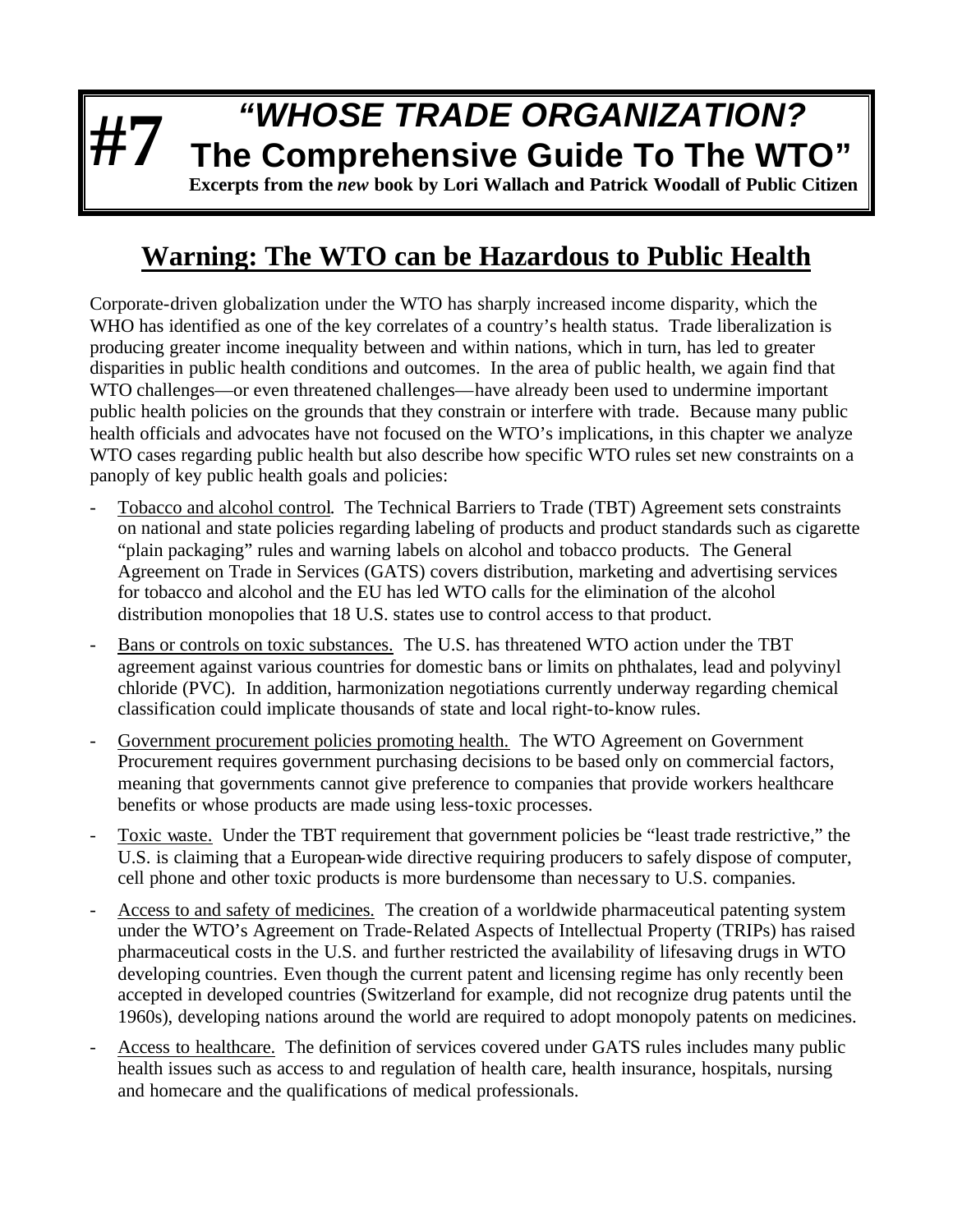# #7 "WHOSE TRADE ORGANIZATION? The Comprehensive Guide To The WTO"

**Excerpts from the *new* book by Lori Wallach and Patrick Woodall of Public Citizen**

## Warning: The WTO can be Hazardous to Public Health

Corporate-driven globalization under the WTO has sharply increased income disparity, which the WHO has identified as one of the key correlates of a country's health status. Trade liberalization is producing greater income inequality between and within nations, which in turn, has led to greater disparities in public health conditions and outcomes. In the area of public health, we again find that WTO challenges—or even threatened challenges—have already been used to undermine important public health policies on the grounds that they constrain or interfere with trade. Because many public health officials and advocates have not focused on the WTO's implications, in this chapter we analyze WTO cases regarding public health but also describe how specific WTO rules set new constraints on a panoply of key public health goals and policies:

- Tobacco and alcohol control. The Technical Barriers to Trade (TBT) Agreement sets constraints on national and state policies regarding labeling of products and product standards such as cigarette "plain packaging" rules and warning labels on alcohol and tobacco products. The General Agreement on Trade in Services (GATS) covers distribution, marketing and advertising services for tobacco and alcohol and the EU has led WTO calls for the elimination of the alcohol distribution monopolies that 18 U.S. states use to control access to that product.
- Bans or controls on toxic substances. The U.S. has threatened WTO action under the TBT agreement against various countries for domestic bans or limits on phthalates, lead and polyvinyl chloride (PVC). In addition, harmonization negotiations currently underway regarding chemical classification could implicate thousands of state and local right-to-know rules.
- Government procurement policies promoting health. The WTO Agreement on Government Procurement requires government purchasing decisions to be based only on commercial factors, meaning that governments cannot give preference to companies that provide workers healthcare benefits or whose products are made using less-toxic processes.
- Toxic waste. Under the TBT requirement that government policies be "least trade restrictive," the U.S. is claiming that a European-wide directive requiring producers to safely dispose of computer, cell phone and other toxic products is more burdensome than necessary to U.S. companies.
- Access to and safety of medicines. The creation of a worldwide pharmaceutical patenting system under the WTO's Agreement on Trade-Related Aspects of Intellectual Property (TRIPs) has raised pharmaceutical costs in the U.S. and further restricted the availability of lifesaving drugs in WTO developing countries. Even though the current patent and licensing regime has only recently been accepted in developed countries (Switzerland for example, did not recognize drug patents until the 1960s), developing nations around the world are required to adopt monopoly patents on medicines.
- Access to healthcare. The definition of services covered under GATS rules includes many public health issues such as access to and regulation of health care, health insurance, hospitals, nursing and homecare and the qualifications of medical professionals.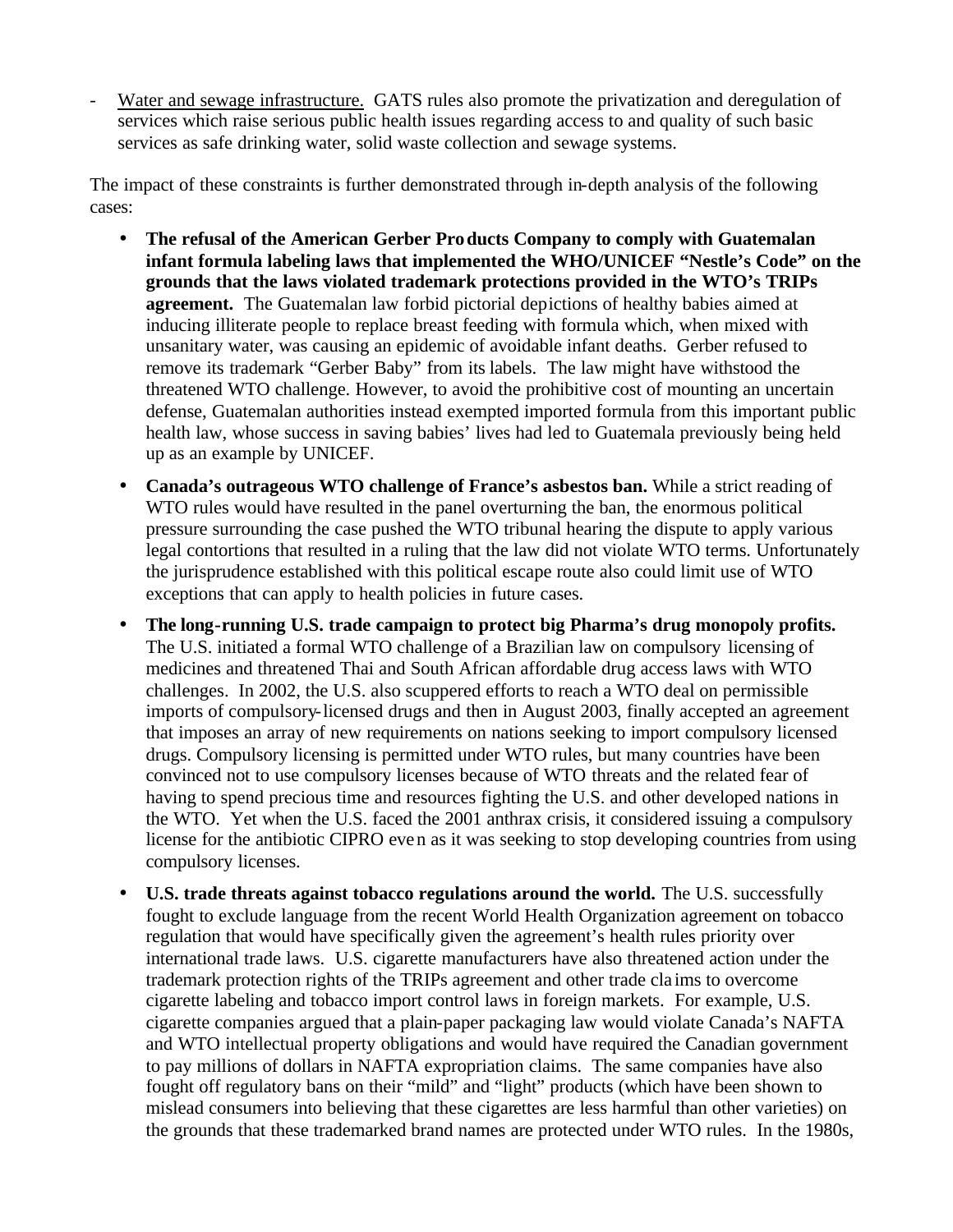- Water and sewage infrastructure. GATS rules also promote the privatization and deregulation of services which raise serious public health issues regarding access to and quality of such basic services as safe drinking water, solid waste collection and sewage systems.

The impact of these constraints is further demonstrated through in-depth analysis of the following cases:

- **The refusal of the American Gerber Products Company to comply with Guatemalan infant formula labeling laws that implemented the WHO/UNICEF "Nestle's Code" on the grounds that the laws violated trademark protections provided in the WTO's TRIPs agreement.** The Guatemalan law forbid pictorial depictions of healthy babies aimed at inducing illiterate people to replace breast feeding with formula which, when mixed with unsanitary water, was causing an epidemic of avoidable infant deaths. Gerber refused to remove its trademark "Gerber Baby" from its labels. The law might have withstood the threatened WTO challenge. However, to avoid the prohibitive cost of mounting an uncertain defense, Guatemalan authorities instead exempted imported formula from this important public health law, whose success in saving babies' lives had led to Guatemala previously being held up as an example by UNICEF.

- **Canada's outrageous WTO challenge of France's asbestos ban.** While a strict reading of WTO rules would have resulted in the panel overturning the ban, the enormous political pressure surrounding the case pushed the WTO tribunal hearing the dispute to apply various legal contortions that resulted in a ruling that the law did not violate WTO terms. Unfortunately the jurisprudence established with this political escape route also could limit use of WTO exceptions that can apply to health policies in future cases.

- **The long-running U.S. trade campaign to protect big Pharma's drug monopoly profits.** The U.S. initiated a formal WTO challenge of a Brazilian law on compulsory licensing of medicines and threatened Thai and South African affordable drug access laws with WTO challenges. In 2002, the U.S. also scuppered efforts to reach a WTO deal on permissible imports of compulsory-licensed drugs and then in August 2003, finally accepted an agreement that imposes an array of new requirements on nations seeking to import compulsory licensed drugs. Compulsory licensing is permitted under WTO rules, but many countries have been convinced not to use compulsory licenses because of WTO threats and the related fear of having to spend precious time and resources fighting the U.S. and other developed nations in the WTO. Yet when the U.S. faced the 2001 anthrax crisis, it considered issuing a compulsory license for the antibiotic CIPRO even as it was seeking to stop developing countries from using compulsory licenses.

- **U.S. trade threats against tobacco regulations around the world.** The U.S. successfully fought to exclude language from the recent World Health Organization agreement on tobacco regulation that would have specifically given the agreement's health rules priority over international trade laws. U.S. cigarette manufacturers have also threatened action under the trademark protection rights of the TRIPs agreement and other trade claims to overcome cigarette labeling and tobacco import control laws in foreign markets. For example, U.S. cigarette companies argued that a plain-paper packaging law would violate Canada's NAFTA and WTO intellectual property obligations and would have required the Canadian government to pay millions of dollars in NAFTA expropriation claims. The same companies have also fought off regulatory bans on their "mild" and "light" products (which have been shown to mislead consumers into believing that these cigarettes are less harmful than other varieties) on the grounds that these trademarked brand names are protected under WTO rules. In the 1980s,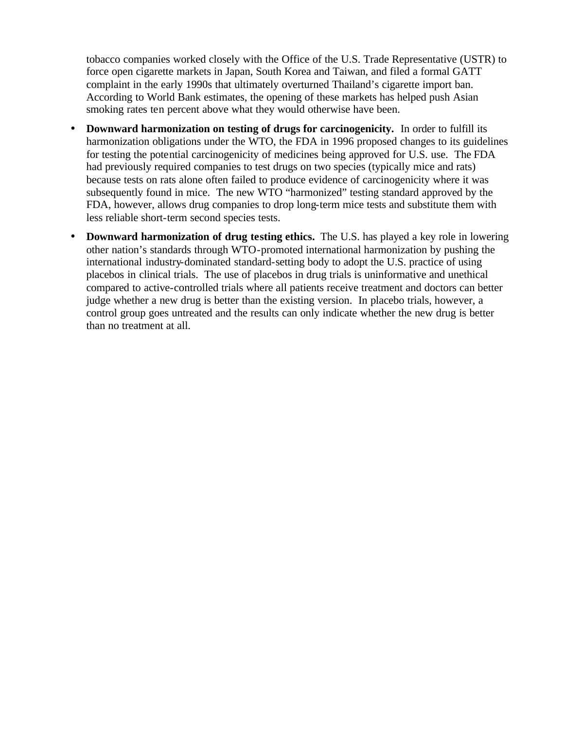tobacco companies worked closely with the Office of the U.S. Trade Representative (USTR) to force open cigarette markets in Japan, South Korea and Taiwan, and filed a formal GATT complaint in the early 1990s that ultimately overturned Thailand's cigarette import ban. According to World Bank estimates, the opening of these markets has helped push Asian smoking rates ten percent above what they would otherwise have been.

- **Downward harmonization on testing of drugs for carcinogenicity.** In order to fulfill its harmonization obligations under the WTO, the FDA in 1996 proposed changes to its guidelines for testing the potential carcinogenicity of medicines being approved for U.S. use. The FDA had previously required companies to test drugs on two species (typically mice and rats) because tests on rats alone often failed to produce evidence of carcinogenicity where it was subsequently found in mice. The new WTO "harmonized" testing standard approved by the FDA, however, allows drug companies to drop long-term mice tests and substitute them with less reliable short-term second species tests.

- **Downward harmonization of drug testing ethics.** The U.S. has played a key role in lowering other nation's standards through WTO-promoted international harmonization by pushing the international industry-dominated standard-setting body to adopt the U.S. practice of using placebos in clinical trials. The use of placebos in drug trials is uninformative and unethical compared to active-controlled trials where all patients receive treatment and doctors can better judge whether a new drug is better than the existing version. In placebo trials, however, a control group goes untreated and the results can only indicate whether the new drug is better than no treatment at all.